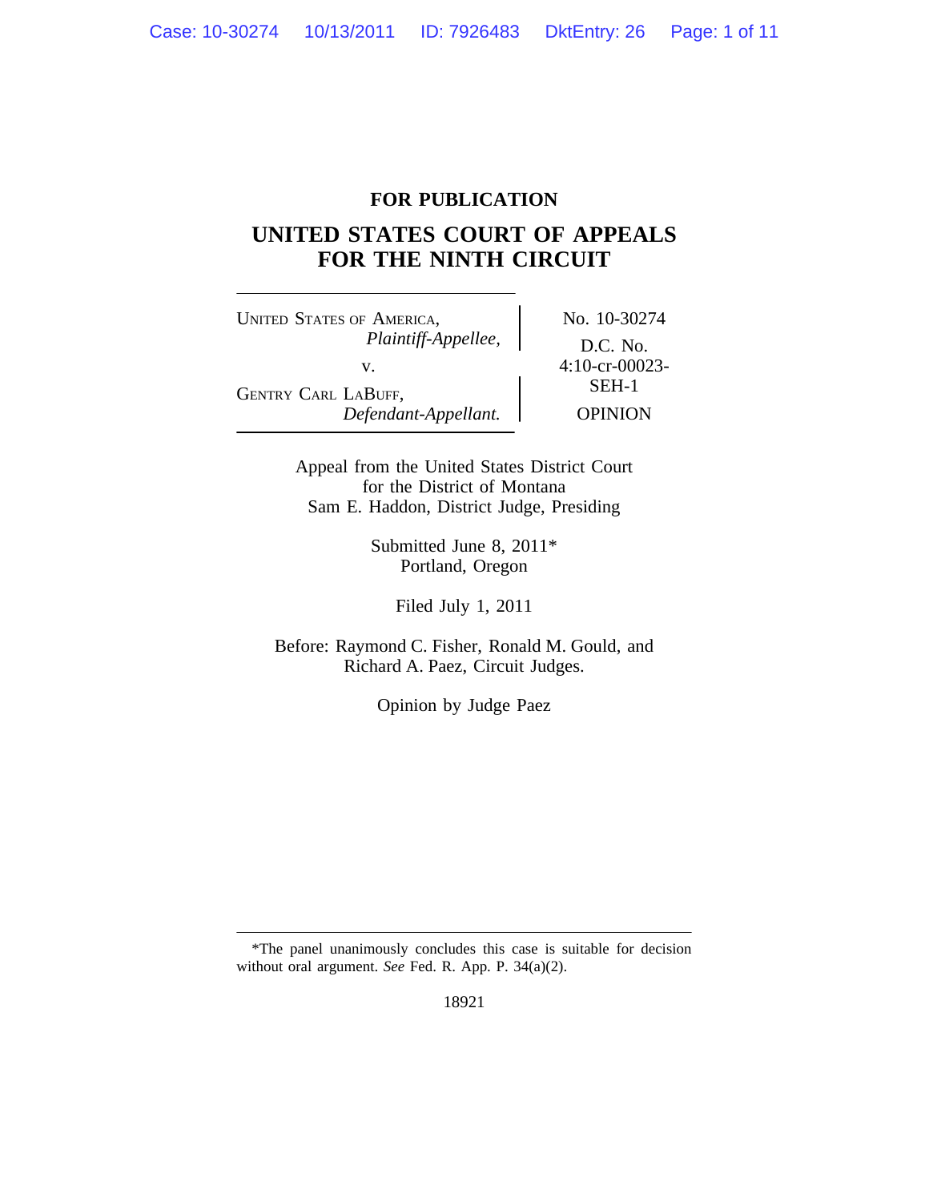**FOR PUBLICATION**

# UNITED STATES COURT OF APPEALS FOR THE NINTH CIRCUIT

| | |
|---|---|
| UNITED STATES OF AMERICA, *Plaintiff-Appellee,* v. GENTRY CARL LABUFF, *Defendant-Appellant.* | No. 10-30274 D.C. No. 4:10-cr-00023-SEH-1 OPINION |

Appeal from the United States District Court
for the District of Montana
Sam E. Haddon, District Judge, Presiding

Submitted June 8, 2011*
Portland, Oregon

Filed July 1, 2011

Before: Raymond C. Fisher, Ronald M. Gould, and Richard A. Paez, Circuit Judges.

Opinion by Judge Paez

---

*The panel unanimously concludes this case is suitable for decision without oral argument. *See* Fed. R. App. P. 34(a)(2).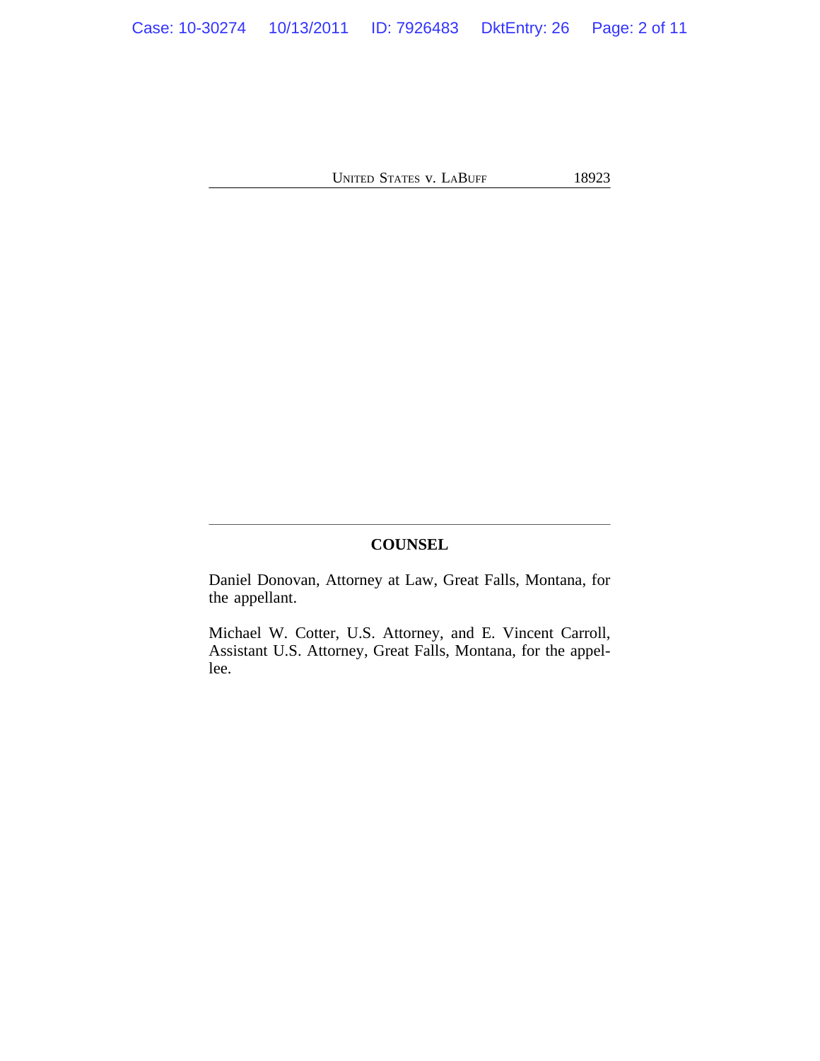## COUNSEL

Daniel Donovan, Attorney at Law, Great Falls, Montana, for the appellant.

Michael W. Cotter, U.S. Attorney, and E. Vincent Carroll, Assistant U.S. Attorney, Great Falls, Montana, for the appellee.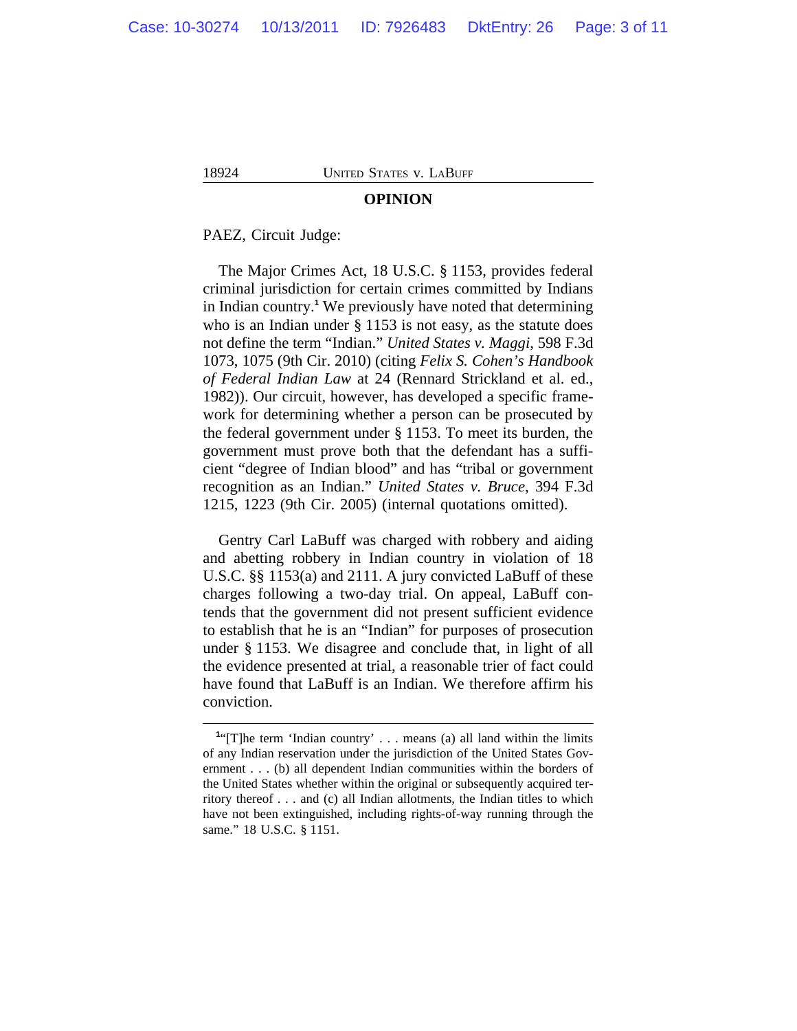## OPINION

PAEZ, Circuit Judge:

The Major Crimes Act, 18 U.S.C. § 1153, provides federal criminal jurisdiction for certain crimes committed by Indians in Indian country.[1] We previously have noted that determining who is an Indian under § 1153 is not easy, as the statute does not define the term "Indian." *United States v. Maggi*, 598 F.3d 1073, 1075 (9th Cir. 2010) (citing *Felix S. Cohen's Handbook of Federal Indian Law* at 24 (Rennard Strickland et al. ed., 1982)). Our circuit, however, has developed a specific framework for determining whether a person can be prosecuted by the federal government under § 1153. To meet its burden, the government must prove both that the defendant has a sufficient "degree of Indian blood" and has "tribal or government recognition as an Indian." *United States v. Bruce*, 394 F.3d 1215, 1223 (9th Cir. 2005) (internal quotations omitted).

Gentry Carl LaBuff was charged with robbery and aiding and abetting robbery in Indian country in violation of 18 U.S.C. §§ 1153(a) and 2111. A jury convicted LaBuff of these charges following a two-day trial. On appeal, LaBuff contends that the government did not present sufficient evidence to establish that he is an "Indian" for purposes of prosecution under § 1153. We disagree and conclude that, in light of all the evidence presented at trial, a reasonable trier of fact could have found that LaBuff is an Indian. We therefore affirm his conviction.

---

[1] "[T]he term 'Indian country' . . . means (a) all land within the limits of any Indian reservation under the jurisdiction of the United States Government . . . (b) all dependent Indian communities within the borders of the United States whether within the original or subsequently acquired territory thereof . . . and (c) all Indian allotments, the Indian titles to which have not been extinguished, including rights-of-way running through the same." 18 U.S.C. § 1151.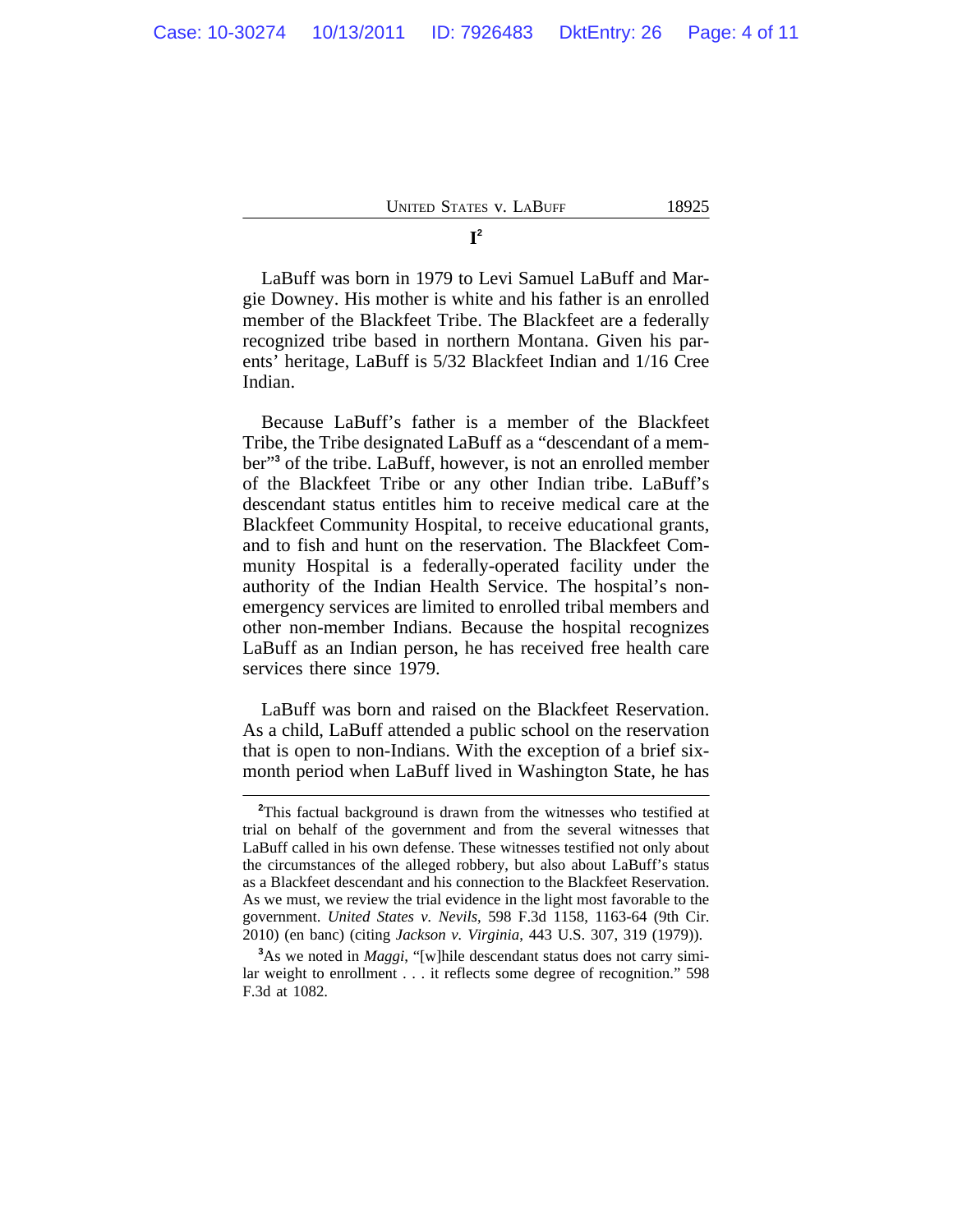## I[2]

LaBuff was born in 1979 to Levi Samuel LaBuff and Margie Downey. His mother is white and his father is an enrolled member of the Blackfeet Tribe. The Blackfeet are a federally recognized tribe based in northern Montana. Given his parents' heritage, LaBuff is 5/32 Blackfeet Indian and 1/16 Cree Indian.

Because LaBuff's father is a member of the Blackfeet Tribe, the Tribe designated LaBuff as a "descendant of a member"[3] of the tribe. LaBuff, however, is not an enrolled member of the Blackfeet Tribe or any other Indian tribe. LaBuff's descendant status entitles him to receive medical care at the Blackfeet Community Hospital, to receive educational grants, and to fish and hunt on the reservation. The Blackfeet Community Hospital is a federally-operated facility under the authority of the Indian Health Service. The hospital's non-emergency services are limited to enrolled tribal members and other non-member Indians. Because the hospital recognizes LaBuff as an Indian person, he has received free health care services there since 1979.

LaBuff was born and raised on the Blackfeet Reservation. As a child, LaBuff attended a public school on the reservation that is open to non-Indians. With the exception of a brief six-month period when LaBuff lived in Washington State, he has

---

[2]This factual background is drawn from the witnesses who testified at trial on behalf of the government and from the several witnesses that LaBuff called in his own defense. These witnesses testified not only about the circumstances of the alleged robbery, but also about LaBuff's status as a Blackfeet descendant and his connection to the Blackfeet Reservation. As we must, we review the trial evidence in the light most favorable to the government. *United States v. Nevils*, 598 F.3d 1158, 1163-64 (9th Cir. 2010) (en banc) (citing *Jackson v. Virginia*, 443 U.S. 307, 319 (1979)).

[3]As we noted in *Maggi*, "[w]hile descendant status does not carry similar weight to enrollment . . . it reflects some degree of recognition." 598 F.3d at 1082.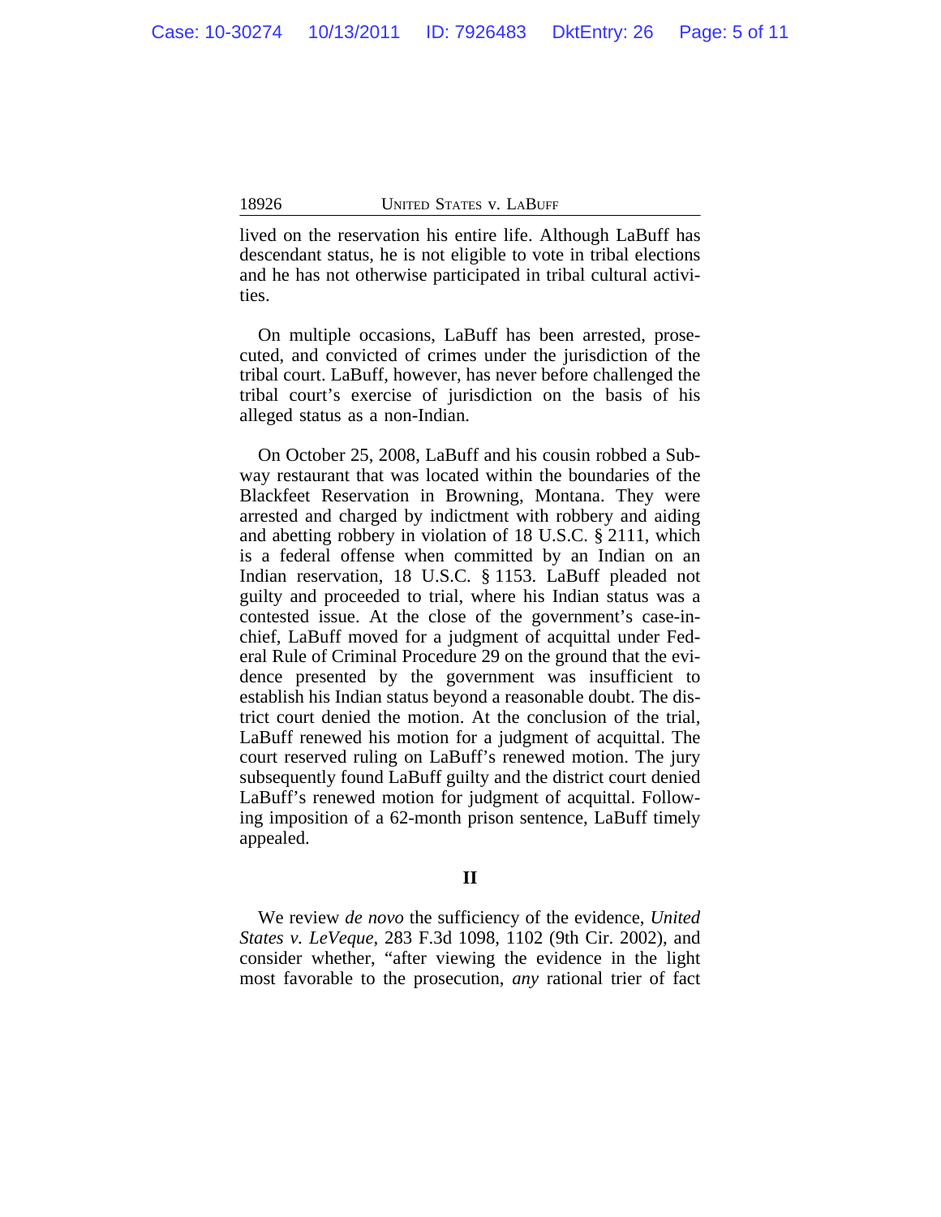lived on the reservation his entire life. Although LaBuff has descendant status, he is not eligible to vote in tribal elections and he has not otherwise participated in tribal cultural activities.

On multiple occasions, LaBuff has been arrested, prosecuted, and convicted of crimes under the jurisdiction of the tribal court. LaBuff, however, has never before challenged the tribal court's exercise of jurisdiction on the basis of his alleged status as a non-Indian.

On October 25, 2008, LaBuff and his cousin robbed a Subway restaurant that was located within the boundaries of the Blackfeet Reservation in Browning, Montana. They were arrested and charged by indictment with robbery and aiding and abetting robbery in violation of 18 U.S.C. § 2111, which is a federal offense when committed by an Indian on an Indian reservation, 18 U.S.C. § 1153. LaBuff pleaded not guilty and proceeded to trial, where his Indian status was a contested issue. At the close of the government's case-in-chief, LaBuff moved for a judgment of acquittal under Federal Rule of Criminal Procedure 29 on the ground that the evidence presented by the government was insufficient to establish his Indian status beyond a reasonable doubt. The district court denied the motion. At the conclusion of the trial, LaBuff renewed his motion for a judgment of acquittal. The court reserved ruling on LaBuff's renewed motion. The jury subsequently found LaBuff guilty and the district court denied LaBuff's renewed motion for judgment of acquittal. Following imposition of a 62-month prison sentence, LaBuff timely appealed.

## II

We review *de novo* the sufficiency of the evidence, *United States v. LeVeque*, 283 F.3d 1098, 1102 (9th Cir. 2002), and consider whether, "after viewing the evidence in the light most favorable to the prosecution, *any* rational trier of fact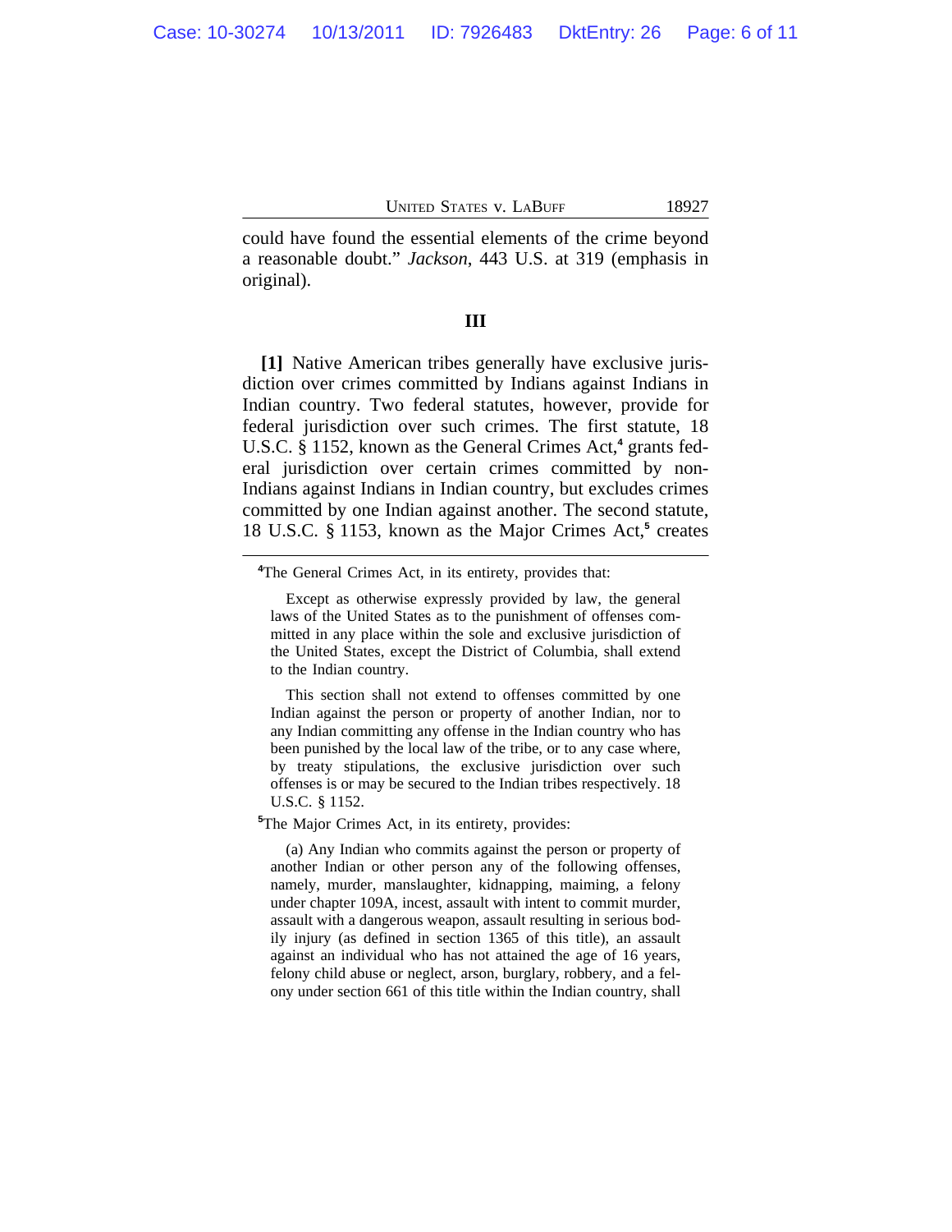could have found the essential elements of the crime beyond a reasonable doubt." *Jackson*, 443 U.S. at 319 (emphasis in original).

## III

**[1]** Native American tribes generally have exclusive jurisdiction over crimes committed by Indians against Indians in Indian country. Two federal statutes, however, provide for federal jurisdiction over such crimes. The first statute, 18 U.S.C. § 1152, known as the General Crimes Act,[4] grants federal jurisdiction over certain crimes committed by non-Indians against Indians in Indian country, but excludes crimes committed by one Indian against another. The second statute, 18 U.S.C. § 1153, known as the Major Crimes Act,[5] creates

---

[4]The General Crimes Act, in its entirety, provides that:

> Except as otherwise expressly provided by law, the general laws of the United States as to the punishment of offenses committed in any place within the sole and exclusive jurisdiction of the United States, except the District of Columbia, shall extend to the Indian country.
>
> This section shall not extend to offenses committed by one Indian against the person or property of another Indian, nor to any Indian committing any offense in the Indian country who has been punished by the local law of the tribe, or to any case where, by treaty stipulations, the exclusive jurisdiction over such offenses is or may be secured to the Indian tribes respectively. 18 U.S.C. § 1152.

[5]The Major Crimes Act, in its entirety, provides:

> (a) Any Indian who commits against the person or property of another Indian or other person any of the following offenses, namely, murder, manslaughter, kidnapping, maiming, a felony under chapter 109A, incest, assault with intent to commit murder, assault with a dangerous weapon, assault resulting in serious bodily injury (as defined in section 1365 of this title), an assault against an individual who has not attained the age of 16 years, felony child abuse or neglect, arson, burglary, robbery, and a felony under section 661 of this title within the Indian country, shall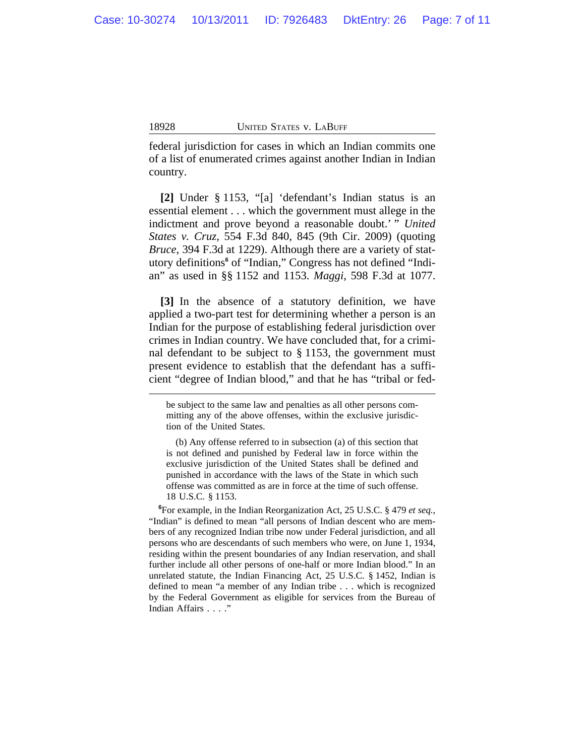federal jurisdiction for cases in which an Indian commits one of a list of enumerated crimes against another Indian in Indian country.

**[2]** Under § 1153, "[a] 'defendant's Indian status is an essential element . . . which the government must allege in the indictment and prove beyond a reasonable doubt.' " *United States v. Cruz*, 554 F.3d 840, 845 (9th Cir. 2009) (quoting *Bruce*, 394 F.3d at 1229). Although there are a variety of statutory definitions[6] of "Indian," Congress has not defined "Indian" as used in §§ 1152 and 1153. *Maggi*, 598 F.3d at 1077.

**[3]** In the absence of a statutory definition, we have applied a two-part test for determining whether a person is an Indian for the purpose of establishing federal jurisdiction over crimes in Indian country. We have concluded that, for a criminal defendant to be subject to § 1153, the government must present evidence to establish that the defendant has a sufficient "degree of Indian blood," and that he has "tribal or fed-

---

be subject to the same law and penalties as all other persons committing any of the above offenses, within the exclusive jurisdiction of the United States.

(b) Any offense referred to in subsection (a) of this section that is not defined and punished by Federal law in force within the exclusive jurisdiction of the United States shall be defined and punished in accordance with the laws of the State in which such offense was committed as are in force at the time of such offense. 18 U.S.C. § 1153.

[6]For example, in the Indian Reorganization Act, 25 U.S.C. § 479 *et seq.,* "Indian" is defined to mean "all persons of Indian descent who are members of any recognized Indian tribe now under Federal jurisdiction, and all persons who are descendants of such members who were, on June 1, 1934, residing within the present boundaries of any Indian reservation, and shall further include all other persons of one-half or more Indian blood." In an unrelated statute, the Indian Financing Act, 25 U.S.C. § 1452, Indian is defined to mean "a member of any Indian tribe . . . which is recognized by the Federal Government as eligible for services from the Bureau of Indian Affairs . . . ."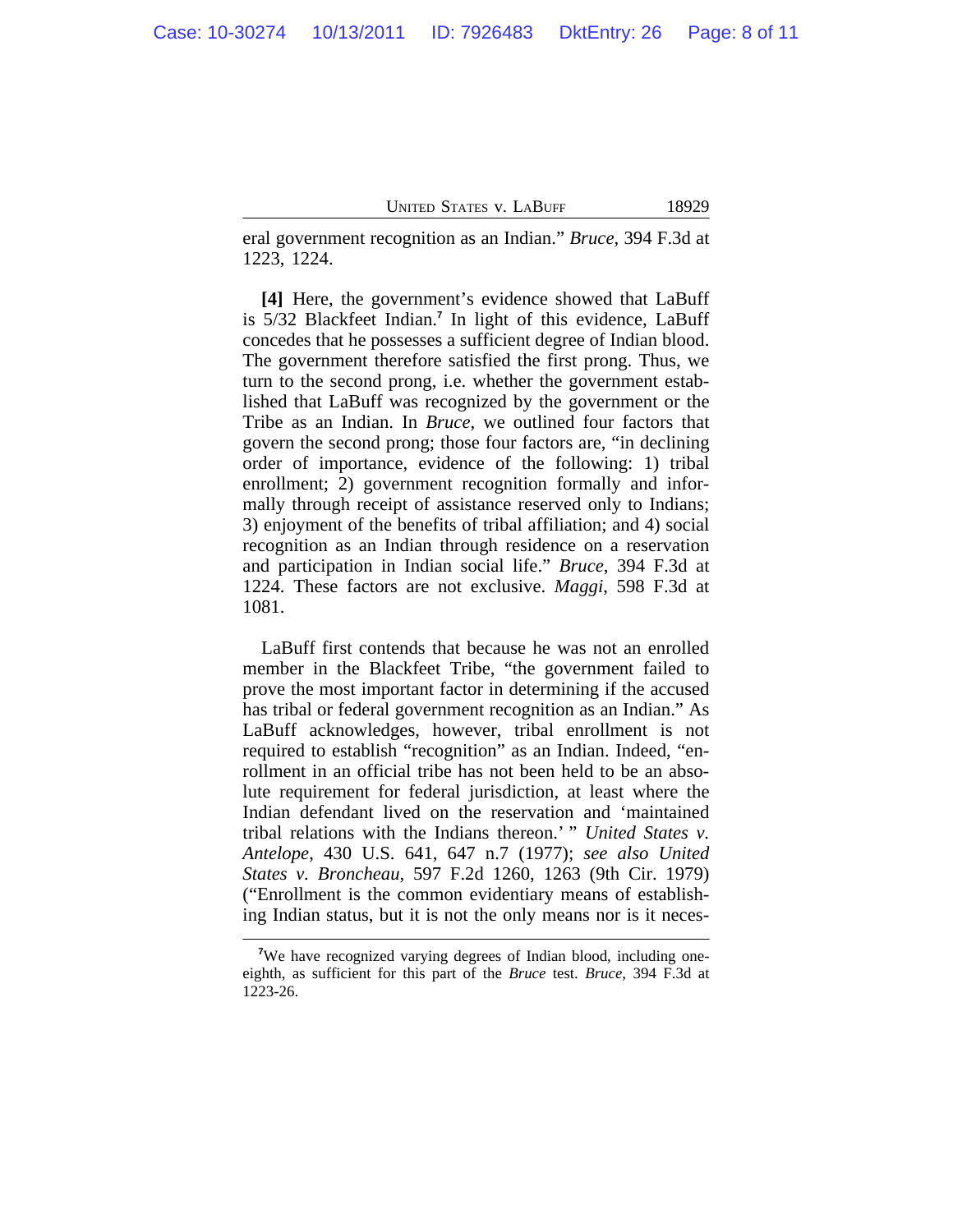eral government recognition as an Indian." *Bruce*, 394 F.3d at 1223, 1224.

**[4]** Here, the government's evidence showed that LaBuff is 5/32 Blackfeet Indian.[7] In light of this evidence, LaBuff concedes that he possesses a sufficient degree of Indian blood. The government therefore satisfied the first prong. Thus, we turn to the second prong, i.e. whether the government established that LaBuff was recognized by the government or the Tribe as an Indian. In *Bruce*, we outlined four factors that govern the second prong; those four factors are, "in declining order of importance, evidence of the following: 1) tribal enrollment; 2) government recognition formally and informally through receipt of assistance reserved only to Indians; 3) enjoyment of the benefits of tribal affiliation; and 4) social recognition as an Indian through residence on a reservation and participation in Indian social life." *Bruce*, 394 F.3d at 1224. These factors are not exclusive. *Maggi*, 598 F.3d at 1081.

LaBuff first contends that because he was not an enrolled member in the Blackfeet Tribe, "the government failed to prove the most important factor in determining if the accused has tribal or federal government recognition as an Indian." As LaBuff acknowledges, however, tribal enrollment is not required to establish "recognition" as an Indian. Indeed, "enrollment in an official tribe has not been held to be an absolute requirement for federal jurisdiction, at least where the Indian defendant lived on the reservation and 'maintained tribal relations with the Indians thereon.' " *United States v. Antelope*, 430 U.S. 641, 647 n.7 (1977); *see also United States v. Broncheau*, 597 F.2d 1260, 1263 (9th Cir. 1979) ("Enrollment is the common evidentiary means of establishing Indian status, but it is not the only means nor is it neces-

[7]We have recognized varying degrees of Indian blood, including one-eighth, as sufficient for this part of the *Bruce* test. *Bruce*, 394 F.3d at 1223-26.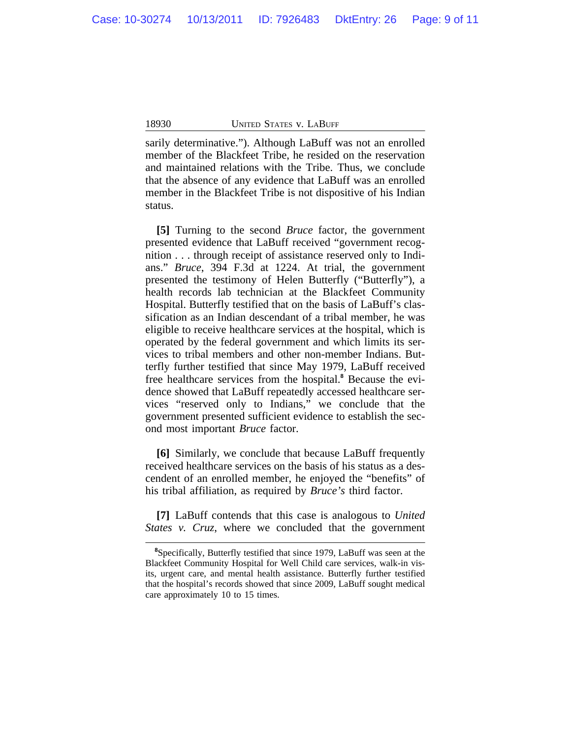sarily determinative."). Although LaBuff was not an enrolled member of the Blackfeet Tribe, he resided on the reservation and maintained relations with the Tribe. Thus, we conclude that the absence of any evidence that LaBuff was an enrolled member in the Blackfeet Tribe is not dispositive of his Indian status.

**[5]** Turning to the second *Bruce* factor, the government presented evidence that LaBuff received "government recognition . . . through receipt of assistance reserved only to Indians." *Bruce*, 394 F.3d at 1224. At trial, the government presented the testimony of Helen Butterfly ("Butterfly"), a health records lab technician at the Blackfeet Community Hospital. Butterfly testified that on the basis of LaBuff's classification as an Indian descendant of a tribal member, he was eligible to receive healthcare services at the hospital, which is operated by the federal government and which limits its services to tribal members and other non-member Indians. Butterfly further testified that since May 1979, LaBuff received free healthcare services from the hospital.[8] Because the evidence showed that LaBuff repeatedly accessed healthcare services "reserved only to Indians," we conclude that the government presented sufficient evidence to establish the second most important *Bruce* factor.

**[6]** Similarly, we conclude that because LaBuff frequently received healthcare services on the basis of his status as a descendent of an enrolled member, he enjoyed the "benefits" of his tribal affiliation, as required by *Bruce's* third factor.

**[7]** LaBuff contends that this case is analogous to *United States v. Cruz*, where we concluded that the government

---

[8]Specifically, Butterfly testified that since 1979, LaBuff was seen at the Blackfeet Community Hospital for Well Child care services, walk-in visits, urgent care, and mental health assistance. Butterfly further testified that the hospital's records showed that since 2009, LaBuff sought medical care approximately 10 to 15 times.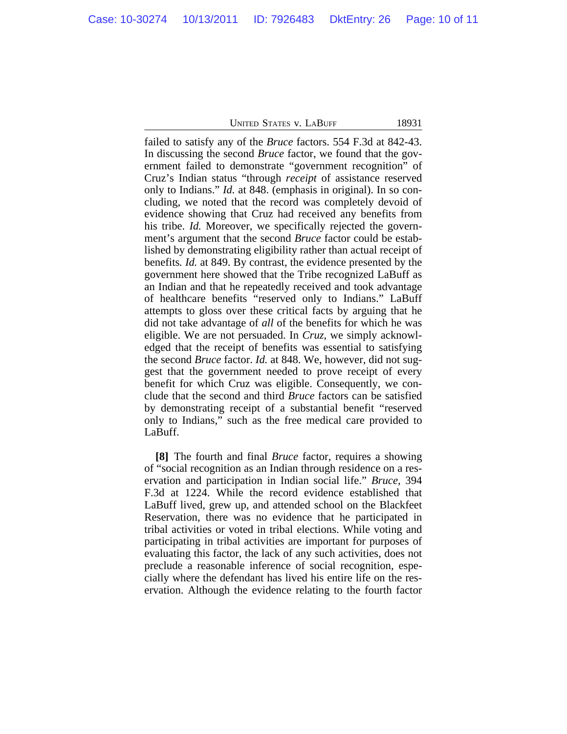failed to satisfy any of the *Bruce* factors. 554 F.3d at 842-43. In discussing the second *Bruce* factor, we found that the government failed to demonstrate "government recognition" of Cruz's Indian status "through *receipt* of assistance reserved only to Indians." *Id.* at 848. (emphasis in original). In so concluding, we noted that the record was completely devoid of evidence showing that Cruz had received any benefits from his tribe. *Id.* Moreover, we specifically rejected the government's argument that the second *Bruce* factor could be established by demonstrating eligibility rather than actual receipt of benefits. *Id.* at 849. By contrast, the evidence presented by the government here showed that the Tribe recognized LaBuff as an Indian and that he repeatedly received and took advantage of healthcare benefits "reserved only to Indians." LaBuff attempts to gloss over these critical facts by arguing that he did not take advantage of *all* of the benefits for which he was eligible. We are not persuaded. In *Cruz*, we simply acknowledged that the receipt of benefits was essential to satisfying the second *Bruce* factor. *Id.* at 848. We, however, did not suggest that the government needed to prove receipt of every benefit for which Cruz was eligible. Consequently, we conclude that the second and third *Bruce* factors can be satisfied by demonstrating receipt of a substantial benefit "reserved only to Indians," such as the free medical care provided to LaBuff.

**[8]** The fourth and final *Bruce* factor, requires a showing of "social recognition as an Indian through residence on a reservation and participation in Indian social life." *Bruce*, 394 F.3d at 1224. While the record evidence established that LaBuff lived, grew up, and attended school on the Blackfeet Reservation, there was no evidence that he participated in tribal activities or voted in tribal elections. While voting and participating in tribal activities are important for purposes of evaluating this factor, the lack of any such activities, does not preclude a reasonable inference of social recognition, especially where the defendant has lived his entire life on the reservation. Although the evidence relating to the fourth factor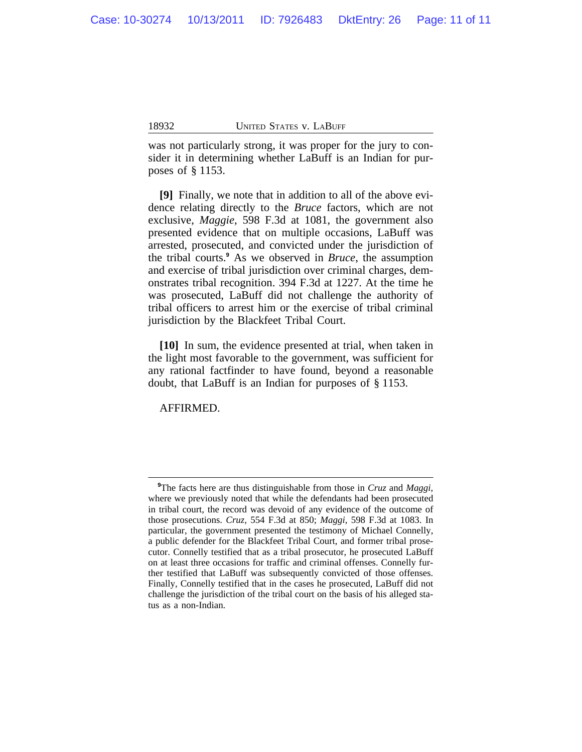was not particularly strong, it was proper for the jury to consider it in determining whether LaBuff is an Indian for purposes of § 1153.

**[9]** Finally, we note that in addition to all of the above evidence relating directly to the *Bruce* factors, which are not exclusive, *Maggie*, 598 F.3d at 1081, the government also presented evidence that on multiple occasions, LaBuff was arrested, prosecuted, and convicted under the jurisdiction of the tribal courts.[9] As we observed in *Bruce*, the assumption and exercise of tribal jurisdiction over criminal charges, demonstrates tribal recognition. 394 F.3d at 1227. At the time he was prosecuted, LaBuff did not challenge the authority of tribal officers to arrest him or the exercise of tribal criminal jurisdiction by the Blackfeet Tribal Court.

**[10]** In sum, the evidence presented at trial, when taken in the light most favorable to the government, was sufficient for any rational factfinder to have found, beyond a reasonable doubt, that LaBuff is an Indian for purposes of § 1153.

AFFIRMED.

---

[9]The facts here are thus distinguishable from those in *Cruz* and *Maggi*, where we previously noted that while the defendants had been prosecuted in tribal court, the record was devoid of any evidence of the outcome of those prosecutions. *Cruz*, 554 F.3d at 850; *Maggi*, 598 F.3d at 1083. In particular, the government presented the testimony of Michael Connelly, a public defender for the Blackfeet Tribal Court, and former tribal prosecutor. Connelly testified that as a tribal prosecutor, he prosecuted LaBuff on at least three occasions for traffic and criminal offenses. Connelly further testified that LaBuff was subsequently convicted of those offenses. Finally, Connelly testified that in the cases he prosecuted, LaBuff did not challenge the jurisdiction of the tribal court on the basis of his alleged status as a non-Indian.